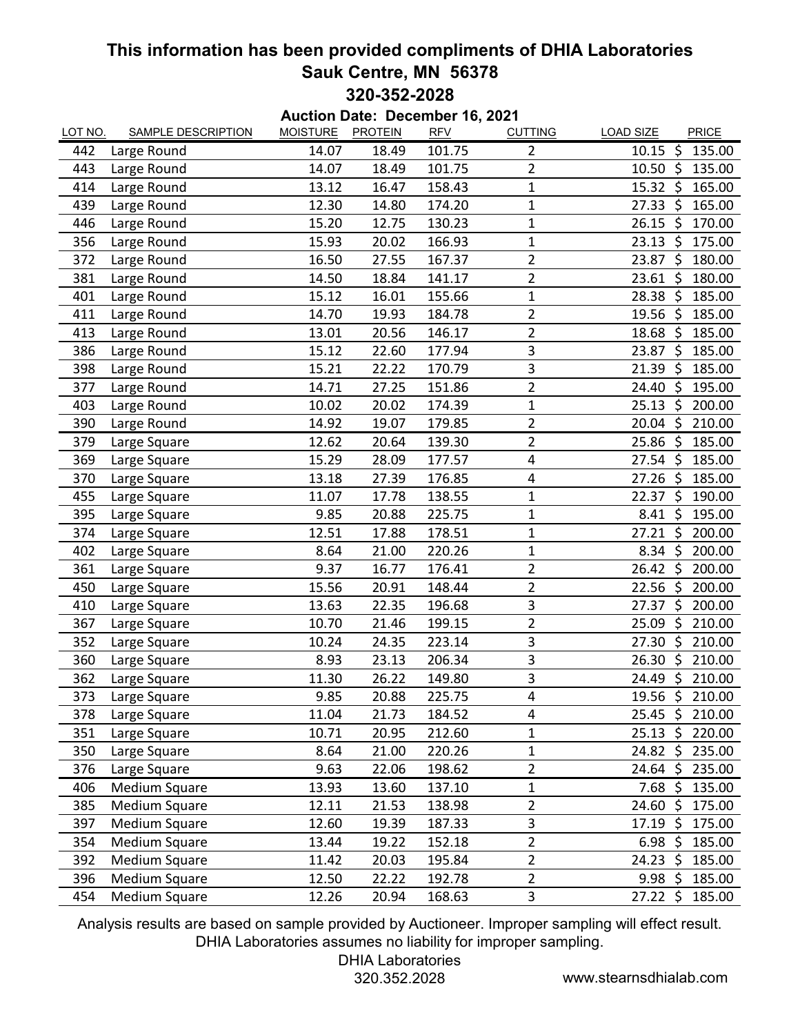# This information has been provided compliments of DHIA Laboratories

## Sauk Centre, MN 56378

## 320-352-2028

**Auction Date: December 16, 2021**

| LOT NO. | SAMPLE DESCRIPTION | MOISTURE | PROTEIN | RFV | CUTTING | LOAD SIZE | PRICE |
|---|---|---|---|---|---|---|---|
| 442 | Large Round | 14.07 | 18.49 | 101.75 | 2 | 10.15 | $ 135.00 |
| 443 | Large Round | 14.07 | 18.49 | 101.75 | 2 | 10.50 | $ 135.00 |
| 414 | Large Round | 13.12 | 16.47 | 158.43 | 1 | 15.32 | $ 165.00 |
| 439 | Large Round | 12.30 | 14.80 | 174.20 | 1 | 27.33 | $ 165.00 |
| 446 | Large Round | 15.20 | 12.75 | 130.23 | 1 | 26.15 | $ 170.00 |
| 356 | Large Round | 15.93 | 20.02 | 166.93 | 1 | 23.13 | $ 175.00 |
| 372 | Large Round | 16.50 | 27.55 | 167.37 | 2 | 23.87 | $ 180.00 |
| 381 | Large Round | 14.50 | 18.84 | 141.17 | 2 | 23.61 | $ 180.00 |
| 401 | Large Round | 15.12 | 16.01 | 155.66 | 1 | 28.38 | $ 185.00 |
| 411 | Large Round | 14.70 | 19.93 | 184.78 | 2 | 19.56 | $ 185.00 |
| 413 | Large Round | 13.01 | 20.56 | 146.17 | 2 | 18.68 | $ 185.00 |
| 386 | Large Round | 15.12 | 22.60 | 177.94 | 3 | 23.87 | $ 185.00 |
| 398 | Large Round | 15.21 | 22.22 | 170.79 | 3 | 21.39 | $ 185.00 |
| 377 | Large Round | 14.71 | 27.25 | 151.86 | 2 | 24.40 | $ 195.00 |
| 403 | Large Round | 10.02 | 20.02 | 174.39 | 1 | 25.13 | $ 200.00 |
| 390 | Large Round | 14.92 | 19.07 | 179.85 | 2 | 20.04 | $ 210.00 |
| 379 | Large Square | 12.62 | 20.64 | 139.30 | 2 | 25.86 | $ 185.00 |
| 369 | Large Square | 15.29 | 28.09 | 177.57 | 4 | 27.54 | $ 185.00 |
| 370 | Large Square | 13.18 | 27.39 | 176.85 | 4 | 27.26 | $ 185.00 |
| 455 | Large Square | 11.07 | 17.78 | 138.55 | 1 | 22.37 | $ 190.00 |
| 395 | Large Square | 9.85 | 20.88 | 225.75 | 1 | 8.41 | $ 195.00 |
| 374 | Large Square | 12.51 | 17.88 | 178.51 | 1 | 27.21 | $ 200.00 |
| 402 | Large Square | 8.64 | 21.00 | 220.26 | 1 | 8.34 | $ 200.00 |
| 361 | Large Square | 9.37 | 16.77 | 176.41 | 2 | 26.42 | $ 200.00 |
| 450 | Large Square | 15.56 | 20.91 | 148.44 | 2 | 22.56 | $ 200.00 |
| 410 | Large Square | 13.63 | 22.35 | 196.68 | 3 | 27.37 | $ 200.00 |
| 367 | Large Square | 10.70 | 21.46 | 199.15 | 2 | 25.09 | $ 210.00 |
| 352 | Large Square | 10.24 | 24.35 | 223.14 | 3 | 27.30 | $ 210.00 |
| 360 | Large Square | 8.93 | 23.13 | 206.34 | 3 | 26.30 | $ 210.00 |
| 362 | Large Square | 11.30 | 26.22 | 149.80 | 3 | 24.49 | $ 210.00 |
| 373 | Large Square | 9.85 | 20.88 | 225.75 | 4 | 19.56 | $ 210.00 |
| 378 | Large Square | 11.04 | 21.73 | 184.52 | 4 | 25.45 | $ 210.00 |
| 351 | Large Square | 10.71 | 20.95 | 212.60 | 1 | 25.13 | $ 220.00 |
| 350 | Large Square | 8.64 | 21.00 | 220.26 | 1 | 24.82 | $ 235.00 |
| 376 | Large Square | 9.63 | 22.06 | 198.62 | 2 | 24.64 | $ 235.00 |
| 406 | Medium Square | 13.93 | 13.60 | 137.10 | 1 | 7.68 | $ 135.00 |
| 385 | Medium Square | 12.11 | 21.53 | 138.98 | 2 | 24.60 | $ 175.00 |
| 397 | Medium Square | 12.60 | 19.39 | 187.33 | 3 | 17.19 | $ 175.00 |
| 354 | Medium Square | 13.44 | 19.22 | 152.18 | 2 | 6.98 | $ 185.00 |
| 392 | Medium Square | 11.42 | 20.03 | 195.84 | 2 | 24.23 | $ 185.00 |
| 396 | Medium Square | 12.50 | 22.22 | 192.78 | 2 | 9.98 | $ 185.00 |
| 454 | Medium Square | 12.26 | 20.94 | 168.63 | 3 | 27.22 | $ 185.00 |

Analysis results are based on sample provided by Auctioneer. Improper sampling will effect result. DHIA Laboratories assumes no liability for improper sampling.

DHIA Laboratories
320.352.2028

www.stearnsdhialab.com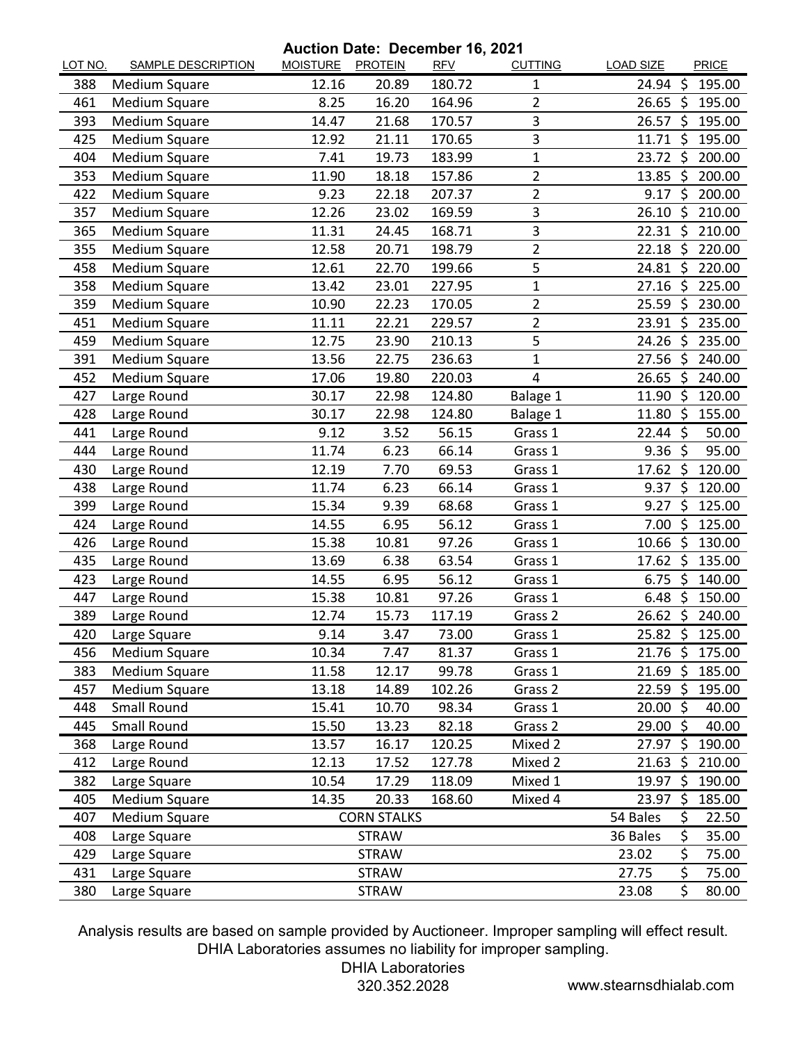**Auction Date: December 16, 2021**

| LOT NO. | SAMPLE DESCRIPTION | MOISTURE | PROTEIN | RFV | CUTTING | LOAD SIZE | PRICE |
|---|---|---|---|---|---|---|---|
| 388 | Medium Square | 12.16 | 20.89 | 180.72 | 1 | 24.94 | $ 195.00 |
| 461 | Medium Square | 8.25 | 16.20 | 164.96 | 2 | 26.65 | $ 195.00 |
| 393 | Medium Square | 14.47 | 21.68 | 170.57 | 3 | 26.57 | $ 195.00 |
| 425 | Medium Square | 12.92 | 21.11 | 170.65 | 3 | 11.71 | $ 195.00 |
| 404 | Medium Square | 7.41 | 19.73 | 183.99 | 1 | 23.72 | $ 200.00 |
| 353 | Medium Square | 11.90 | 18.18 | 157.86 | 2 | 13.85 | $ 200.00 |
| 422 | Medium Square | 9.23 | 22.18 | 207.37 | 2 | 9.17 | $ 200.00 |
| 357 | Medium Square | 12.26 | 23.02 | 169.59 | 3 | 26.10 | $ 210.00 |
| 365 | Medium Square | 11.31 | 24.45 | 168.71 | 3 | 22.31 | $ 210.00 |
| 355 | Medium Square | 12.58 | 20.71 | 198.79 | 2 | 22.18 | $ 220.00 |
| 458 | Medium Square | 12.61 | 22.70 | 199.66 | 5 | 24.81 | $ 220.00 |
| 358 | Medium Square | 13.42 | 23.01 | 227.95 | 1 | 27.16 | $ 225.00 |
| 359 | Medium Square | 10.90 | 22.23 | 170.05 | 2 | 25.59 | $ 230.00 |
| 451 | Medium Square | 11.11 | 22.21 | 229.57 | 2 | 23.91 | $ 235.00 |
| 459 | Medium Square | 12.75 | 23.90 | 210.13 | 5 | 24.26 | $ 235.00 |
| 391 | Medium Square | 13.56 | 22.75 | 236.63 | 1 | 27.56 | $ 240.00 |
| 452 | Medium Square | 17.06 | 19.80 | 220.03 | 4 | 26.65 | $ 240.00 |
| 427 | Large Round | 30.17 | 22.98 | 124.80 | Balage 1 | 11.90 | $ 120.00 |
| 428 | Large Round | 30.17 | 22.98 | 124.80 | Balage 1 | 11.80 | $ 155.00 |
| 441 | Large Round | 9.12 | 3.52 | 56.15 | Grass 1 | 22.44 | $ 50.00 |
| 444 | Large Round | 11.74 | 6.23 | 66.14 | Grass 1 | 9.36 | $ 95.00 |
| 430 | Large Round | 12.19 | 7.70 | 69.53 | Grass 1 | 17.62 | $ 120.00 |
| 438 | Large Round | 11.74 | 6.23 | 66.14 | Grass 1 | 9.37 | $ 120.00 |
| 399 | Large Round | 15.34 | 9.39 | 68.68 | Grass 1 | 9.27 | $ 125.00 |
| 424 | Large Round | 14.55 | 6.95 | 56.12 | Grass 1 | 7.00 | $ 125.00 |
| 426 | Large Round | 15.38 | 10.81 | 97.26 | Grass 1 | 10.66 | $ 130.00 |
| 435 | Large Round | 13.69 | 6.38 | 63.54 | Grass 1 | 17.62 | $ 135.00 |
| 423 | Large Round | 14.55 | 6.95 | 56.12 | Grass 1 | 6.75 | $ 140.00 |
| 447 | Large Round | 15.38 | 10.81 | 97.26 | Grass 1 | 6.48 | $ 150.00 |
| 389 | Large Round | 12.74 | 15.73 | 117.19 | Grass 2 | 26.62 | $ 240.00 |
| 420 | Large Square | 9.14 | 3.47 | 73.00 | Grass 1 | 25.82 | $ 125.00 |
| 456 | Medium Square | 10.34 | 7.47 | 81.37 | Grass 1 | 21.76 | $ 175.00 |
| 383 | Medium Square | 11.58 | 12.17 | 99.78 | Grass 1 | 21.69 | $ 185.00 |
| 457 | Medium Square | 13.18 | 14.89 | 102.26 | Grass 2 | 22.59 | $ 195.00 |
| 448 | Small Round | 15.41 | 10.70 | 98.34 | Grass 1 | 20.00 | $ 40.00 |
| 445 | Small Round | 15.50 | 13.23 | 82.18 | Grass 2 | 29.00 | $ 40.00 |
| 368 | Large Round | 13.57 | 16.17 | 120.25 | Mixed 2 | 27.97 | $ 190.00 |
| 412 | Large Round | 12.13 | 17.52 | 127.78 | Mixed 2 | 21.63 | $ 210.00 |
| 382 | Large Square | 10.54 | 17.29 | 118.09 | Mixed 1 | 19.97 | $ 190.00 |
| 405 | Medium Square | 14.35 | 20.33 | 168.60 | Mixed 4 | 23.97 | $ 185.00 |
| 407 | Medium Square | | CORN STALKS | | | 54 Bales | $ 22.50 |
| 408 | Large Square | | STRAW | | | 36 Bales | $ 35.00 |
| 429 | Large Square | | STRAW | | | 23.02 | $ 75.00 |
| 431 | Large Square | | STRAW | | | 27.75 | $ 75.00 |
| 380 | Large Square | | STRAW | | | 23.08 | $ 80.00 |

Analysis results are based on sample provided by Auctioneer. Improper sampling will effect result. DHIA Laboratories assumes no liability for improper sampling.

DHIA Laboratories
320.352.2028

www.stearnsdhialab.com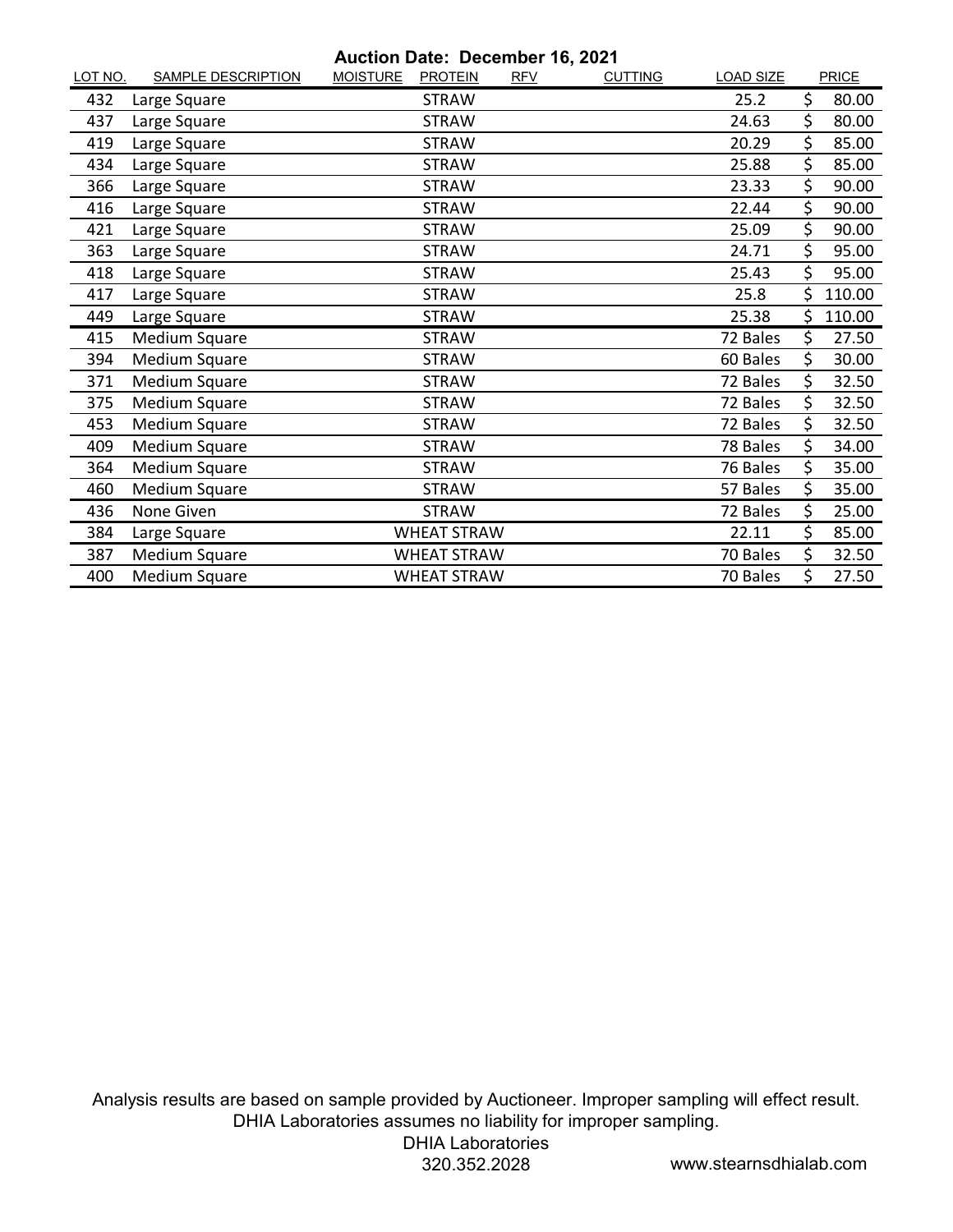**Auction Date: December 16, 2021**

| LOT NO. | SAMPLE DESCRIPTION | MOISTURE | PROTEIN | RFV | CUTTING | LOAD SIZE | PRICE |
|---|---|---|---|---|---|---|---|
| 432 | Large Square | | STRAW | | | 25.2 | $ 80.00 |
| 437 | Large Square | | STRAW | | | 24.63 | $ 80.00 |
| 419 | Large Square | | STRAW | | | 20.29 | $ 85.00 |
| 434 | Large Square | | STRAW | | | 25.88 | $ 85.00 |
| 366 | Large Square | | STRAW | | | 23.33 | $ 90.00 |
| 416 | Large Square | | STRAW | | | 22.44 | $ 90.00 |
| 421 | Large Square | | STRAW | | | 25.09 | $ 90.00 |
| 363 | Large Square | | STRAW | | | 24.71 | $ 95.00 |
| 418 | Large Square | | STRAW | | | 25.43 | $ 95.00 |
| 417 | Large Square | | STRAW | | | 25.8 | $ 110.00 |
| 449 | Large Square | | STRAW | | | 25.38 | $ 110.00 |
| 415 | Medium Square | | STRAW | | | 72 Bales | $ 27.50 |
| 394 | Medium Square | | STRAW | | | 60 Bales | $ 30.00 |
| 371 | Medium Square | | STRAW | | | 72 Bales | $ 32.50 |
| 375 | Medium Square | | STRAW | | | 72 Bales | $ 32.50 |
| 453 | Medium Square | | STRAW | | | 72 Bales | $ 32.50 |
| 409 | Medium Square | | STRAW | | | 78 Bales | $ 34.00 |
| 364 | Medium Square | | STRAW | | | 76 Bales | $ 35.00 |
| 460 | Medium Square | | STRAW | | | 57 Bales | $ 35.00 |
| 436 | None Given | | STRAW | | | 72 Bales | $ 25.00 |
| 384 | Large Square | | WHEAT STRAW | | | 22.11 | $ 85.00 |
| 387 | Medium Square | | WHEAT STRAW | | | 70 Bales | $ 32.50 |
| 400 | Medium Square | | WHEAT STRAW | | | 70 Bales | $ 27.50 |

Analysis results are based on sample provided by Auctioneer. Improper sampling will effect result.
DHIA Laboratories assumes no liability for improper sampling.

DHIA Laboratories
320.352.2028 www.stearnsdhialab.com